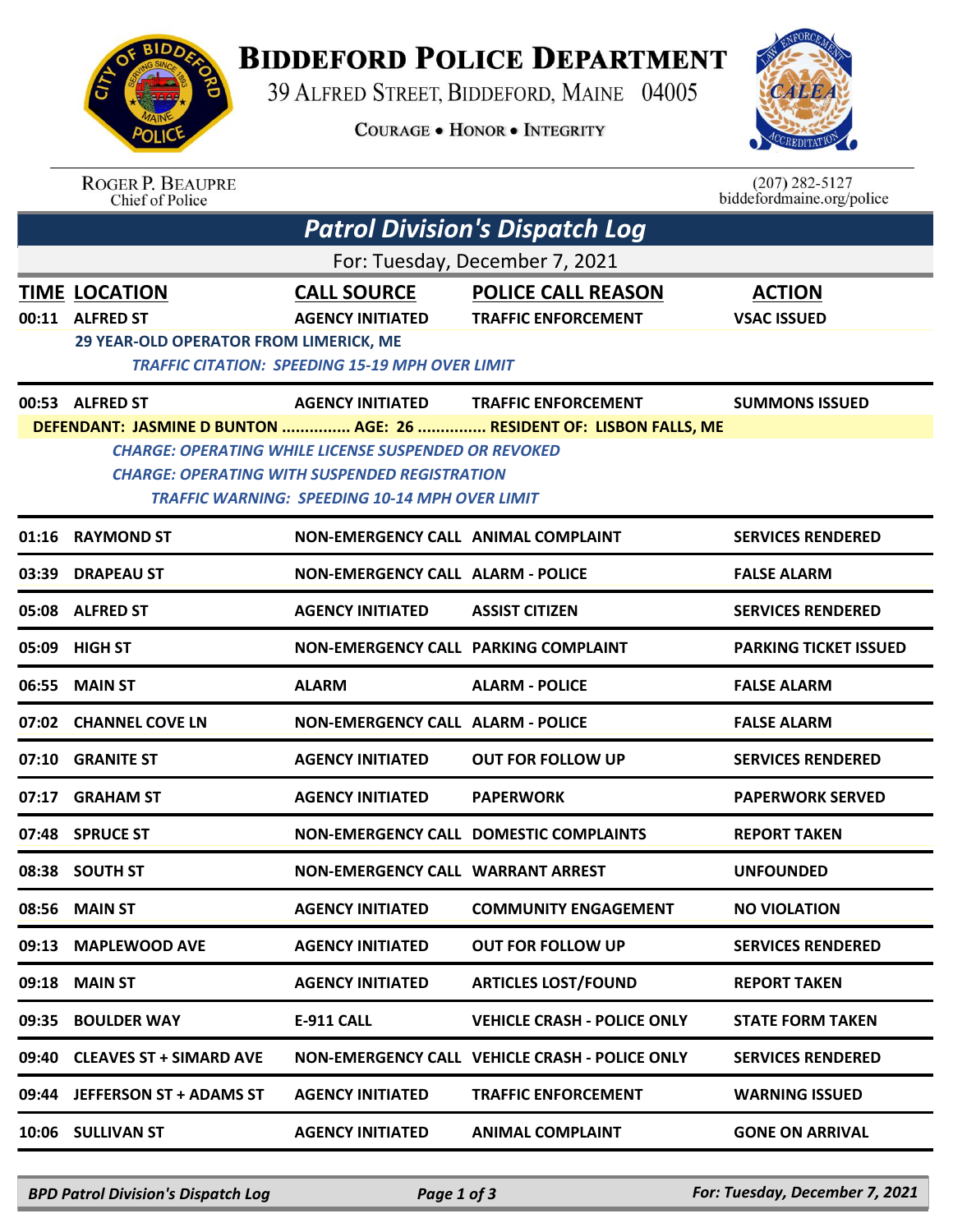# BIDDEFORD POLICE DEPARTMENT

39 ALFRED STREET, BIDDEFORD, MAINE 04005

COURAGE • HONOR • INTEGRITY

ROGER P. BEAUPRE
Chief of Police

(207) 282-5127
biddefordmaine.org/police

## *Patrol Division's Dispatch Log*

For: Tuesday, December 7, 2021

| TIME | LOCATION | CALL SOURCE | POLICE CALL REASON | ACTION |
|---|---|---|---|---|
| 00:11 | ALFRED ST | AGENCY INITIATED | TRAFFIC ENFORCEMENT | VSAC ISSUED |
| | 29 YEAR-OLD OPERATOR FROM LIMERICK, ME<br>*TRAFFIC CITATION: SPEEDING 15-19 MPH OVER LIMIT* | | | |
| 00:53 | ALFRED ST | AGENCY INITIATED | TRAFFIC ENFORCEMENT | SUMMONS ISSUED |
| | DEFENDANT: JASMINE D BUNTON ............... AGE: 26 ............... RESIDENT OF: LISBON FALLS, ME<br>*CHARGE: OPERATING WHILE LICENSE SUSPENDED OR REVOKED*<br>*CHARGE: OPERATING WITH SUSPENDED REGISTRATION*<br>*TRAFFIC WARNING: SPEEDING 10-14 MPH OVER LIMIT* | | | |
| 01:16 | RAYMOND ST | NON-EMERGENCY CALL | ANIMAL COMPLAINT | SERVICES RENDERED |
| 03:39 | DRAPEAU ST | NON-EMERGENCY CALL | ALARM - POLICE | FALSE ALARM |
| 05:08 | ALFRED ST | AGENCY INITIATED | ASSIST CITIZEN | SERVICES RENDERED |
| 05:09 | HIGH ST | NON-EMERGENCY CALL | PARKING COMPLAINT | PARKING TICKET ISSUED |
| 06:55 | MAIN ST | ALARM | ALARM - POLICE | FALSE ALARM |
| 07:02 | CHANNEL COVE LN | NON-EMERGENCY CALL | ALARM - POLICE | FALSE ALARM |
| 07:10 | GRANITE ST | AGENCY INITIATED | OUT FOR FOLLOW UP | SERVICES RENDERED |
| 07:17 | GRAHAM ST | AGENCY INITIATED | PAPERWORK | PAPERWORK SERVED |
| 07:48 | SPRUCE ST | NON-EMERGENCY CALL | DOMESTIC COMPLAINTS | REPORT TAKEN |
| 08:38 | SOUTH ST | NON-EMERGENCY CALL | WARRANT ARREST | UNFOUNDED |
| 08:56 | MAIN ST | AGENCY INITIATED | COMMUNITY ENGAGEMENT | NO VIOLATION |
| 09:13 | MAPLEWOOD AVE | AGENCY INITIATED | OUT FOR FOLLOW UP | SERVICES RENDERED |
| 09:18 | MAIN ST | AGENCY INITIATED | ARTICLES LOST/FOUND | REPORT TAKEN |
| 09:35 | BOULDER WAY | E-911 CALL | VEHICLE CRASH - POLICE ONLY | STATE FORM TAKEN |
| 09:40 | CLEAVES ST + SIMARD AVE | NON-EMERGENCY CALL | VEHICLE CRASH - POLICE ONLY | SERVICES RENDERED |
| 09:44 | JEFFERSON ST + ADAMS ST | AGENCY INITIATED | TRAFFIC ENFORCEMENT | WARNING ISSUED |
| 10:06 | SULLIVAN ST | AGENCY INITIATED | ANIMAL COMPLAINT | GONE ON ARRIVAL |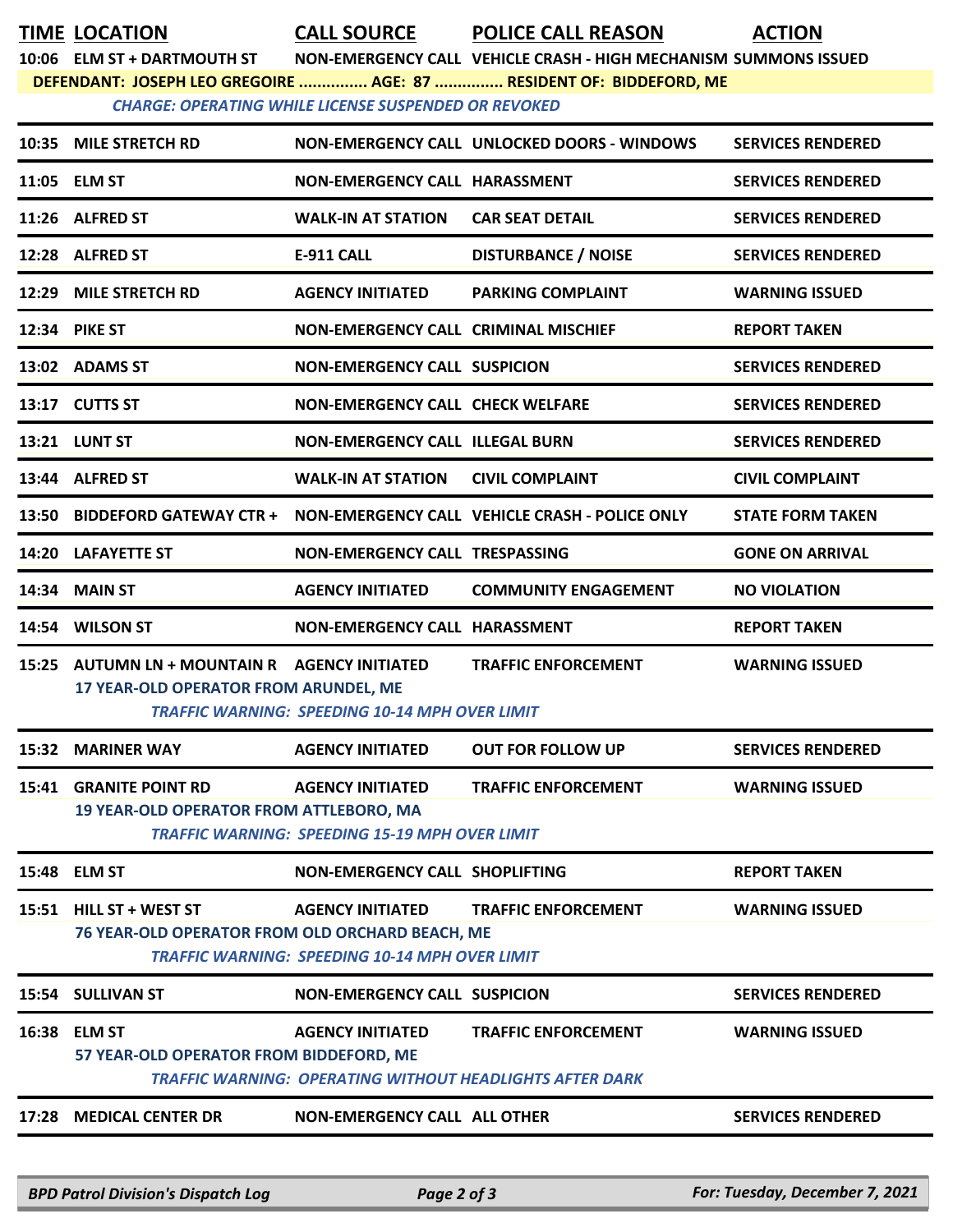| TIME | LOCATION | CALL SOURCE | POLICE CALL REASON | ACTION |
|---|---|---|---|---|
| 10:06 | ELM ST + DARTMOUTH ST | NON-EMERGENCY CALL | VEHICLE CRASH - HIGH MECHANISM | SUMMONS ISSUED |
| | DEFENDANT: JOSEPH LEO GREGOIRE ............... AGE: 87 ............... RESIDENT OF: BIDDEFORD, ME | | | |
| | *CHARGE: OPERATING WHILE LICENSE SUSPENDED OR REVOKED* | | | |
| 10:35 | MILE STRETCH RD | NON-EMERGENCY CALL | UNLOCKED DOORS - WINDOWS | SERVICES RENDERED |
| 11:05 | ELM ST | NON-EMERGENCY CALL | HARASSMENT | SERVICES RENDERED |
| 11:26 | ALFRED ST | WALK-IN AT STATION | CAR SEAT DETAIL | SERVICES RENDERED |
| 12:28 | ALFRED ST | E-911 CALL | DISTURBANCE / NOISE | SERVICES RENDERED |
| 12:29 | MILE STRETCH RD | AGENCY INITIATED | PARKING COMPLAINT | WARNING ISSUED |
| 12:34 | PIKE ST | NON-EMERGENCY CALL | CRIMINAL MISCHIEF | REPORT TAKEN |
| 13:02 | ADAMS ST | NON-EMERGENCY CALL | SUSPICION | SERVICES RENDERED |
| 13:17 | CUTTS ST | NON-EMERGENCY CALL | CHECK WELFARE | SERVICES RENDERED |
| 13:21 | LUNT ST | NON-EMERGENCY CALL | ILLEGAL BURN | SERVICES RENDERED |
| 13:44 | ALFRED ST | WALK-IN AT STATION | CIVIL COMPLAINT | CIVIL COMPLAINT |
| 13:50 | BIDDEFORD GATEWAY CTR + | NON-EMERGENCY CALL | VEHICLE CRASH - POLICE ONLY | STATE FORM TAKEN |
| 14:20 | LAFAYETTE ST | NON-EMERGENCY CALL | TRESPASSING | GONE ON ARRIVAL |
| 14:34 | MAIN ST | AGENCY INITIATED | COMMUNITY ENGAGEMENT | NO VIOLATION |
| 14:54 | WILSON ST | NON-EMERGENCY CALL | HARASSMENT | REPORT TAKEN |
| 15:25 | AUTUMN LN + MOUNTAIN R | AGENCY INITIATED | TRAFFIC ENFORCEMENT | WARNING ISSUED |
| | 17 YEAR-OLD OPERATOR FROM ARUNDEL, ME | | | |
| | *TRAFFIC WARNING: SPEEDING 10-14 MPH OVER LIMIT* | | | |
| 15:32 | MARINER WAY | AGENCY INITIATED | OUT FOR FOLLOW UP | SERVICES RENDERED |
| 15:41 | GRANITE POINT RD | AGENCY INITIATED | TRAFFIC ENFORCEMENT | WARNING ISSUED |
| | 19 YEAR-OLD OPERATOR FROM ATTLEBORO, MA | | | |
| | *TRAFFIC WARNING: SPEEDING 15-19 MPH OVER LIMIT* | | | |
| 15:48 | ELM ST | NON-EMERGENCY CALL | SHOPLIFTING | REPORT TAKEN |
| 15:51 | HILL ST + WEST ST | AGENCY INITIATED | TRAFFIC ENFORCEMENT | WARNING ISSUED |
| | 76 YEAR-OLD OPERATOR FROM OLD ORCHARD BEACH, ME | | | |
| | *TRAFFIC WARNING: SPEEDING 10-14 MPH OVER LIMIT* | | | |
| 15:54 | SULLIVAN ST | NON-EMERGENCY CALL | SUSPICION | SERVICES RENDERED |
| 16:38 | ELM ST | AGENCY INITIATED | TRAFFIC ENFORCEMENT | WARNING ISSUED |
| | 57 YEAR-OLD OPERATOR FROM BIDDEFORD, ME | | | |
| | *TRAFFIC WARNING: OPERATING WITHOUT HEADLIGHTS AFTER DARK* | | | |
| 17:28 | MEDICAL CENTER DR | NON-EMERGENCY CALL | ALL OTHER | SERVICES RENDERED |

*BPD Patrol Division's Dispatch Log* — *For: Tuesday, December 7, 2021*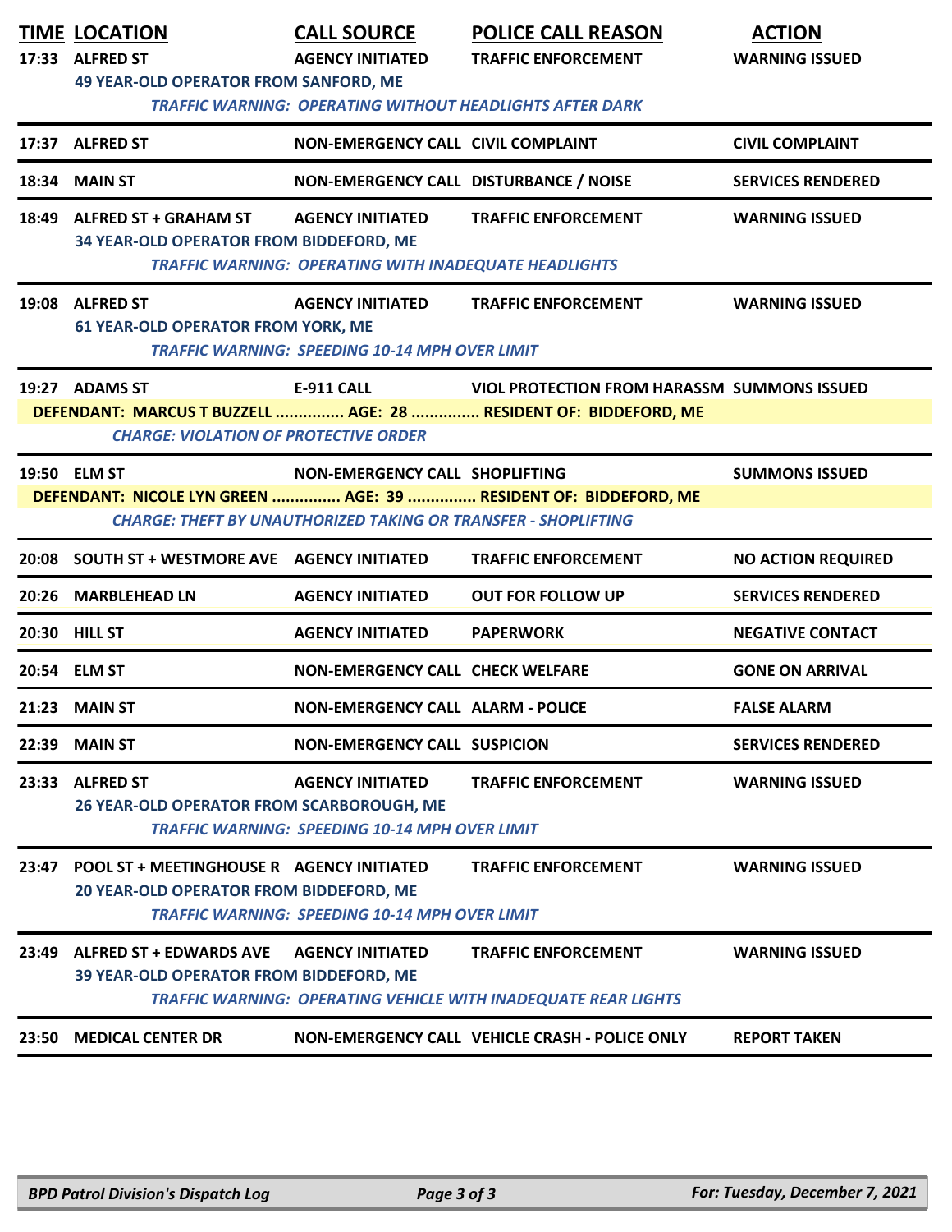| TIME | LOCATION | CALL SOURCE | POLICE CALL REASON | ACTION |
|---|---|---|---|---|
| 17:33 | ALFRED ST | AGENCY INITIATED | TRAFFIC ENFORCEMENT | WARNING ISSUED |
| | 49 YEAR-OLD OPERATOR FROM SANFORD, ME | | | |
| | | *TRAFFIC WARNING: OPERATING WITHOUT HEADLIGHTS AFTER DARK* | | |
| 17:37 | ALFRED ST | NON-EMERGENCY CALL | CIVIL COMPLAINT | CIVIL COMPLAINT |
| 18:34 | MAIN ST | NON-EMERGENCY CALL | DISTURBANCE / NOISE | SERVICES RENDERED |
| 18:49 | ALFRED ST + GRAHAM ST | AGENCY INITIATED | TRAFFIC ENFORCEMENT | WARNING ISSUED |
| | 34 YEAR-OLD OPERATOR FROM BIDDEFORD, ME | | | |
| | | *TRAFFIC WARNING: OPERATING WITH INADEQUATE HEADLIGHTS* | | |
| 19:08 | ALFRED ST | AGENCY INITIATED | TRAFFIC ENFORCEMENT | WARNING ISSUED |
| | 61 YEAR-OLD OPERATOR FROM YORK, ME | | | |
| | | *TRAFFIC WARNING: SPEEDING 10-14 MPH OVER LIMIT* | | |
| 19:27 | ADAMS ST | E-911 CALL | VIOL PROTECTION FROM HARASSM | SUMMONS ISSUED |
| | DEFENDANT: MARCUS T BUZZELL ............... AGE: 28 ............... RESIDENT OF: BIDDEFORD, ME | | | |
| | *CHARGE: VIOLATION OF PROTECTIVE ORDER* | | | |
| 19:50 | ELM ST | NON-EMERGENCY CALL | SHOPLIFTING | SUMMONS ISSUED |
| | DEFENDANT: NICOLE LYN GREEN ............... AGE: 39 ............... RESIDENT OF: BIDDEFORD, ME | | | |
| | *CHARGE: THEFT BY UNAUTHORIZED TAKING OR TRANSFER - SHOPLIFTING* | | | |
| 20:08 | SOUTH ST + WESTMORE AVE | AGENCY INITIATED | TRAFFIC ENFORCEMENT | NO ACTION REQUIRED |
| 20:26 | MARBLEHEAD LN | AGENCY INITIATED | OUT FOR FOLLOW UP | SERVICES RENDERED |
| 20:30 | HILL ST | AGENCY INITIATED | PAPERWORK | NEGATIVE CONTACT |
| 20:54 | ELM ST | NON-EMERGENCY CALL | CHECK WELFARE | GONE ON ARRIVAL |
| 21:23 | MAIN ST | NON-EMERGENCY CALL | ALARM - POLICE | FALSE ALARM |
| 22:39 | MAIN ST | NON-EMERGENCY CALL | SUSPICION | SERVICES RENDERED |
| 23:33 | ALFRED ST | AGENCY INITIATED | TRAFFIC ENFORCEMENT | WARNING ISSUED |
| | 26 YEAR-OLD OPERATOR FROM SCARBOROUGH, ME | | | |
| | | *TRAFFIC WARNING: SPEEDING 10-14 MPH OVER LIMIT* | | |
| 23:47 | POOL ST + MEETINGHOUSE R | AGENCY INITIATED | TRAFFIC ENFORCEMENT | WARNING ISSUED |
| | 20 YEAR-OLD OPERATOR FROM BIDDEFORD, ME | | | |
| | | *TRAFFIC WARNING: SPEEDING 10-14 MPH OVER LIMIT* | | |
| 23:49 | ALFRED ST + EDWARDS AVE | AGENCY INITIATED | TRAFFIC ENFORCEMENT | WARNING ISSUED |
| | 39 YEAR-OLD OPERATOR FROM BIDDEFORD, ME | | | |
| | | *TRAFFIC WARNING: OPERATING VEHICLE WITH INADEQUATE REAR LIGHTS* | | |
| 23:50 | MEDICAL CENTER DR | NON-EMERGENCY CALL | VEHICLE CRASH - POLICE ONLY | REPORT TAKEN |